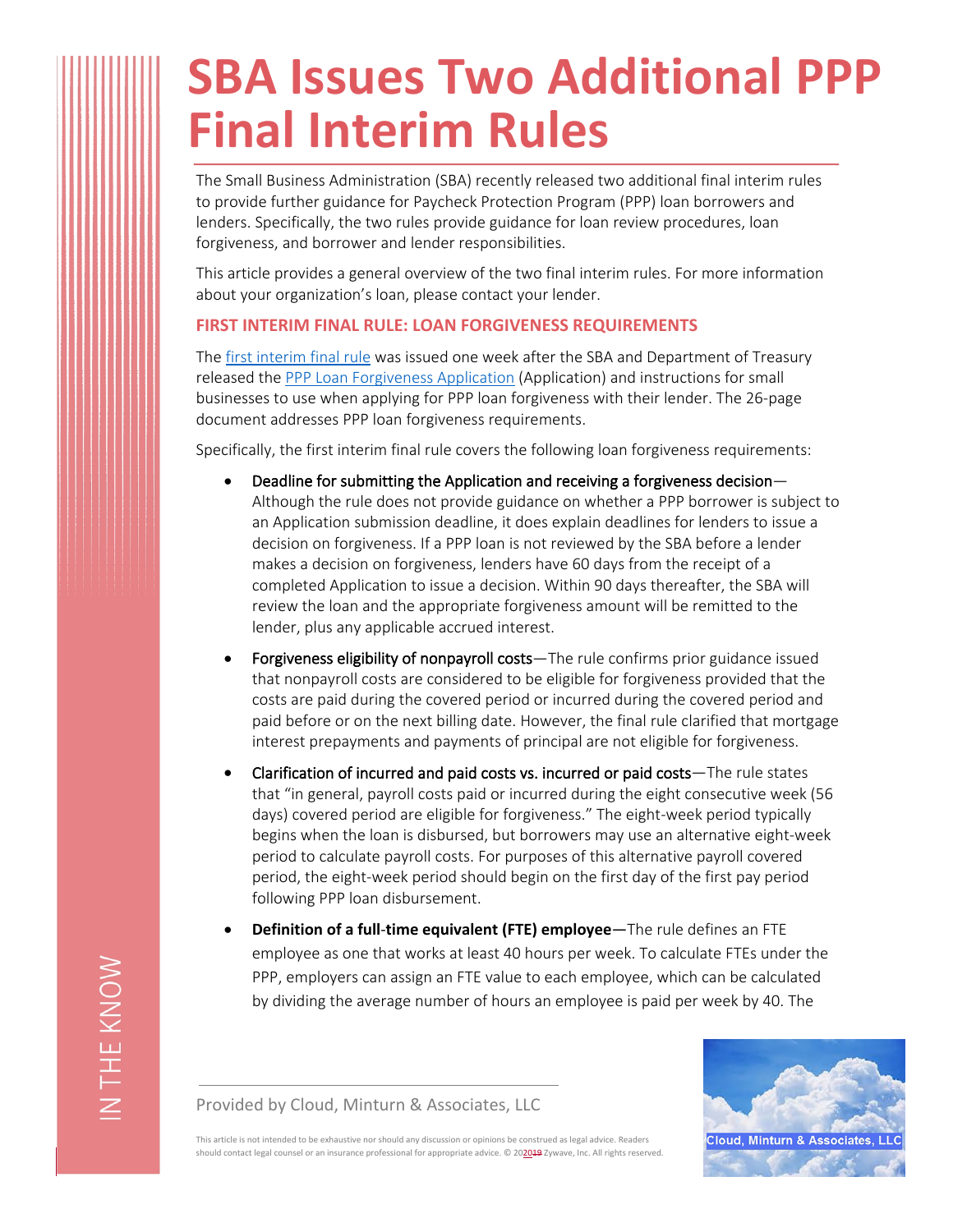# SBA Issues Two Additional PPP Final Interim Rules

The Small Business Administration (SBA) recently released two additional final interim rules to provide further guidance for Paycheck Protection Program (PPP) loan borrowers and lenders. Specifically, the two rules provide guidance for loan review procedures, loan forgiveness, and borrower and lender responsibilities.

This article provides a general overview of the two final interim rules. For more information about your organization's loan, please contact your lender.

## FIRST INTERIM FINAL RULE: LOAN FORGIVENESS REQUIREMENTS

The first interim final rule was issued one week after the SBA and Department of Treasury released the PPP Loan Forgiveness Application (Application) and instructions for small businesses to use when applying for PPP loan forgiveness with their lender. The 26-page document addresses PPP loan forgiveness requirements.

Specifically, the first interim final rule covers the following loan forgiveness requirements:

- Deadline for submitting the Application and receiving a forgiveness decision—Although the rule does not provide guidance on whether a PPP borrower is subject to an Application submission deadline, it does explain deadlines for lenders to issue a decision on forgiveness. If a PPP loan is not reviewed by the SBA before a lender makes a decision on forgiveness, lenders have 60 days from the receipt of a completed Application to issue a decision. Within 90 days thereafter, the SBA will review the loan and the appropriate forgiveness amount will be remitted to the lender, plus any applicable accrued interest.
- Forgiveness eligibility of nonpayroll costs—The rule confirms prior guidance issued that nonpayroll costs are considered to be eligible for forgiveness provided that the costs are paid during the covered period or incurred during the covered period and paid before or on the next billing date. However, the final rule clarified that mortgage interest prepayments and payments of principal are not eligible for forgiveness.
- Clarification of incurred and paid costs vs. incurred or paid costs—The rule states that "in general, payroll costs paid or incurred during the eight consecutive week (56 days) covered period are eligible for forgiveness." The eight-week period typically begins when the loan is disbursed, but borrowers may use an alternative eight-week period to calculate payroll costs. For purposes of this alternative payroll covered period, the eight-week period should begin on the first day of the first pay period following PPP loan disbursement.
- **Definition of a full-time equivalent (FTE) employee**—The rule defines an FTE employee as one that works at least 40 hours per week. To calculate FTEs under the PPP, employers can assign an FTE value to each employee, which can be calculated by dividing the average number of hours an employee is paid per week by 40. The

Provided by Cloud, Minturn & Associates, LLC

This article is not intended to be exhaustive nor should any discussion or opinions be construed as legal advice. Readers should contact legal counsel or an insurance professional for appropriate advice. © 2020 Zywave, Inc. All rights reserved.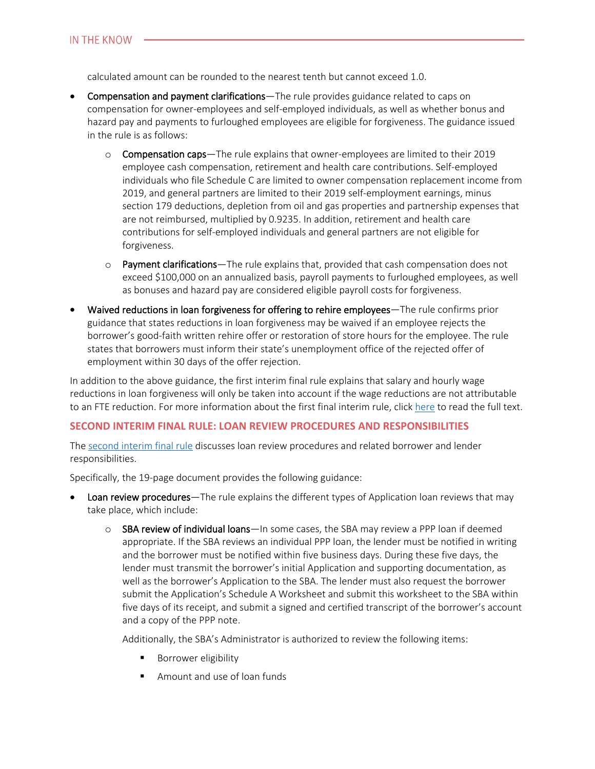calculated amount can be rounded to the nearest tenth but cannot exceed 1.0.

- Compensation and payment clarifications—The rule provides guidance related to caps on compensation for owner-employees and self-employed individuals, as well as whether bonus and hazard pay and payments to furloughed employees are eligible for forgiveness. The guidance issued in the rule is as follows:
    - Compensation caps—The rule explains that owner-employees are limited to their 2019 employee cash compensation, retirement and health care contributions. Self-employed individuals who file Schedule C are limited to owner compensation replacement income from 2019, and general partners are limited to their 2019 self-employment earnings, minus section 179 deductions, depletion from oil and gas properties and partnership expenses that are not reimbursed, multiplied by 0.9235. In addition, retirement and health care contributions for self-employed individuals and general partners are not eligible for forgiveness.
    - Payment clarifications—The rule explains that, provided that cash compensation does not exceed $100,000 on an annualized basis, payroll payments to furloughed employees, as well as bonuses and hazard pay are considered eligible payroll costs for forgiveness.
- Waived reductions in loan forgiveness for offering to rehire employees—The rule confirms prior guidance that states reductions in loan forgiveness may be waived if an employee rejects the borrower's good-faith written rehire offer or restoration of store hours for the employee. The rule states that borrowers must inform their state's unemployment office of the rejected offer of employment within 30 days of the offer rejection.

In addition to the above guidance, the first interim final rule explains that salary and hourly wage reductions in loan forgiveness will only be taken into account if the wage reductions are not attributable to an FTE reduction. For more information about the first final interim rule, click here to read the full text.

## SECOND INTERIM FINAL RULE: LOAN REVIEW PROCEDURES AND RESPONSIBILITIES

The second interim final rule discusses loan review procedures and related borrower and lender responsibilities.

Specifically, the 19-page document provides the following guidance:

- Loan review procedures—The rule explains the different types of Application loan reviews that may take place, which include:
    - SBA review of individual loans—In some cases, the SBA may review a PPP loan if deemed appropriate. If the SBA reviews an individual PPP loan, the lender must be notified in writing and the borrower must be notified within five business days. During these five days, the lender must transmit the borrower's initial Application and supporting documentation, as well as the borrower's Application to the SBA. The lender must also request the borrower submit the Application's Schedule A Worksheet and submit this worksheet to the SBA within five days of its receipt, and submit a signed and certified transcript of the borrower's account and a copy of the PPP note.

      Additionally, the SBA's Administrator is authorized to review the following items:

        - Borrower eligibility
        - Amount and use of loan funds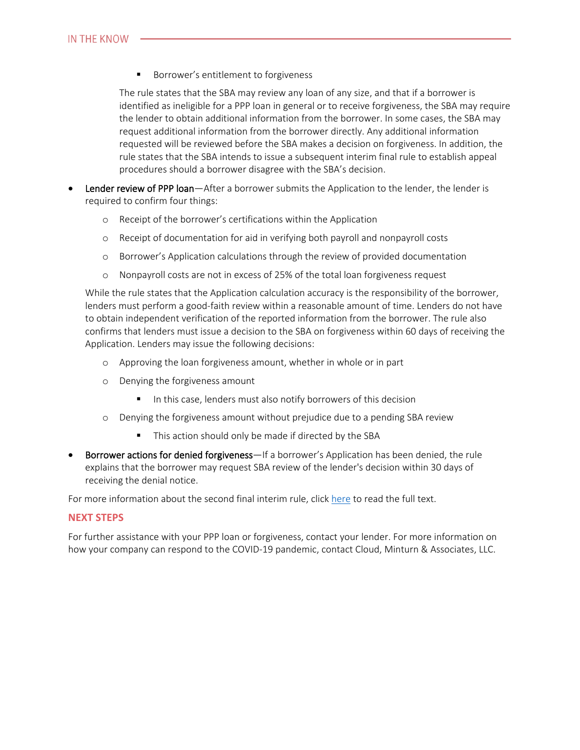- Borrower's entitlement to forgiveness

    The rule states that the SBA may review any loan of any size, and that if a borrower is identified as ineligible for a PPP loan in general or to receive forgiveness, the SBA may require the lender to obtain additional information from the borrower. In some cases, the SBA may request additional information from the borrower directly. Any additional information requested will be reviewed before the SBA makes a decision on forgiveness. In addition, the rule states that the SBA intends to issue a subsequent interim final rule to establish appeal procedures should a borrower disagree with the SBA's decision.

- Lender review of PPP loan—After a borrower submits the Application to the lender, the lender is required to confirm four things:
    - Receipt of the borrower's certifications within the Application
    - Receipt of documentation for aid in verifying both payroll and nonpayroll costs
    - Borrower's Application calculations through the review of provided documentation
    - Nonpayroll costs are not in excess of 25% of the total loan forgiveness request

  While the rule states that the Application calculation accuracy is the responsibility of the borrower, lenders must perform a good-faith review within a reasonable amount of time. Lenders do not have to obtain independent verification of the reported information from the borrower. The rule also confirms that lenders must issue a decision to the SBA on forgiveness within 60 days of receiving the Application. Lenders may issue the following decisions:

    - Approving the loan forgiveness amount, whether in whole or in part
    - Denying the forgiveness amount
        - In this case, lenders must also notify borrowers of this decision
    - Denying the forgiveness amount without prejudice due to a pending SBA review
        - This action should only be made if directed by the SBA

- Borrower actions for denied forgiveness—If a borrower's Application has been denied, the rule explains that the borrower may request SBA review of the lender's decision within 30 days of receiving the denial notice.

For more information about the second final interim rule, click here to read the full text.

## NEXT STEPS

For further assistance with your PPP loan or forgiveness, contact your lender. For more information on how your company can respond to the COVID-19 pandemic, contact Cloud, Minturn & Associates, LLC.